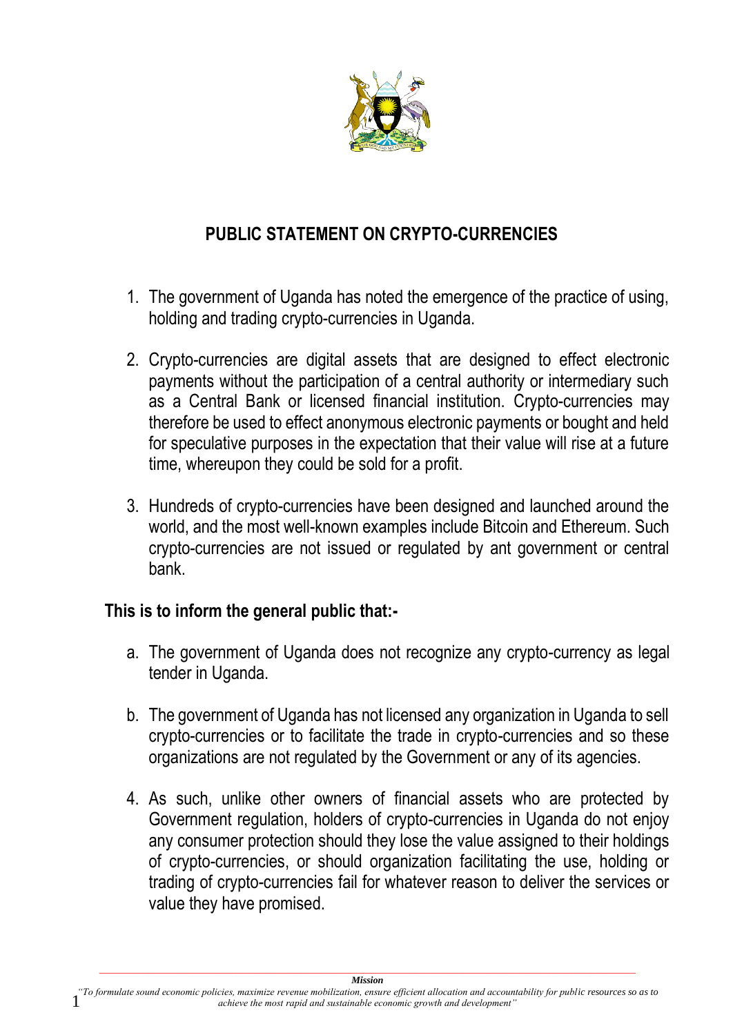# PUBLIC STATEMENT ON CRYPTO-CURRENCIES

1. The government of Uganda has noted the emergence of the practice of using, holding and trading crypto-currencies in Uganda.

2. Crypto-currencies are digital assets that are designed to effect electronic payments without the participation of a central authority or intermediary such as a Central Bank or licensed financial institution. Crypto-currencies may therefore be used to effect anonymous electronic payments or bought and held for speculative purposes in the expectation that their value will rise at a future time, whereupon they could be sold for a profit.

3. Hundreds of crypto-currencies have been designed and launched around the world, and the most well-known examples include Bitcoin and Ethereum. Such crypto-currencies are not issued or regulated by ant government or central bank.

**This is to inform the general public that:-**

a. The government of Uganda does not recognize any crypto-currency as legal tender in Uganda.

b. The government of Uganda has not licensed any organization in Uganda to sell crypto-currencies or to facilitate the trade in crypto-currencies and so these organizations are not regulated by the Government or any of its agencies.

4. As such, unlike other owners of financial assets who are protected by Government regulation, holders of crypto-currencies in Uganda do not enjoy any consumer protection should they lose the value assigned to their holdings of crypto-currencies, or should organization facilitating the use, holding or trading of crypto-currencies fail for whatever reason to deliver the services or value they have promised.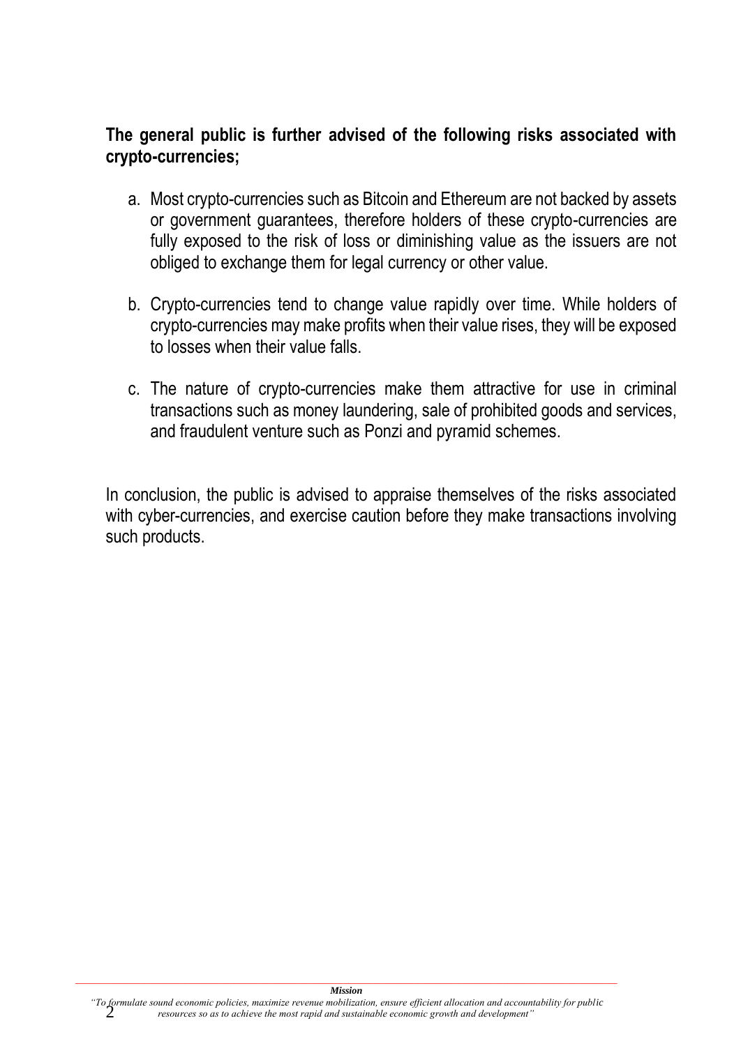**The general public is further advised of the following risks associated with crypto-currencies;**

a. Most crypto-currencies such as Bitcoin and Ethereum are not backed by assets or government guarantees, therefore holders of these crypto-currencies are fully exposed to the risk of loss or diminishing value as the issuers are not obliged to exchange them for legal currency or other value.

b. Crypto-currencies tend to change value rapidly over time. While holders of crypto-currencies may make profits when their value rises, they will be exposed to losses when their value falls.

c. The nature of crypto-currencies make them attractive for use in criminal transactions such as money laundering, sale of prohibited goods and services, and fraudulent venture such as Ponzi and pyramid schemes.

In conclusion, the public is advised to appraise themselves of the risks associated with cyber-currencies, and exercise caution before they make transactions involving such products.